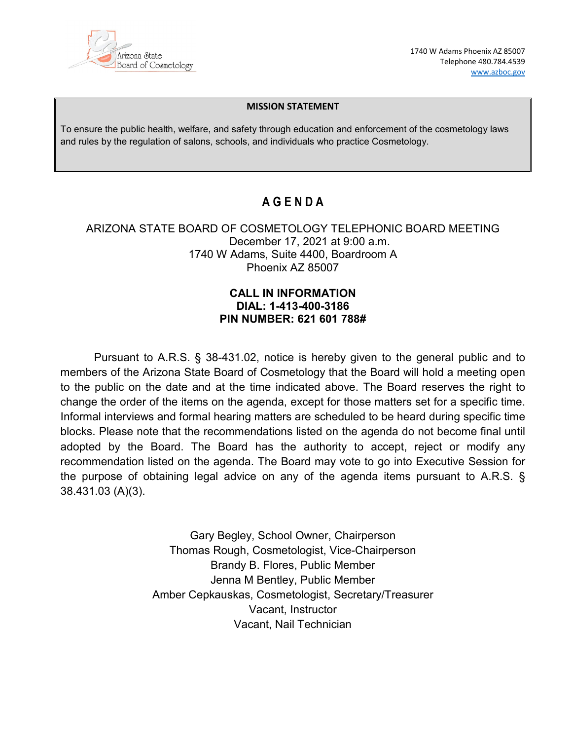Arizona State Board of Cosmetology

1740 W Adams Phoenix AZ 85007
Telephone 480.784.4539
www.azboc.gov

**MISSION STATEMENT**

To ensure the public health, welfare, and safety through education and enforcement of the cosmetology laws and rules by the regulation of salons, schools, and individuals who practice Cosmetology.

# AGENDA

ARIZONA STATE BOARD OF COSMETOLOGY TELEPHONIC BOARD MEETING
December 17, 2021 at 9:00 a.m.
1740 W Adams, Suite 4400, Boardroom A
Phoenix AZ 85007

**CALL IN INFORMATION**
**DIAL: 1-413-400-3186**
**PIN NUMBER: 621 601 788#**

Pursuant to A.R.S. § 38-431.02, notice is hereby given to the general public and to members of the Arizona State Board of Cosmetology that the Board will hold a meeting open to the public on the date and at the time indicated above. The Board reserves the right to change the order of the items on the agenda, except for those matters set for a specific time. Informal interviews and formal hearing matters are scheduled to be heard during specific time blocks. Please note that the recommendations listed on the agenda do not become final until adopted by the Board. The Board has the authority to accept, reject or modify any recommendation listed on the agenda. The Board may vote to go into Executive Session for the purpose of obtaining legal advice on any of the agenda items pursuant to A.R.S. § 38.431.03 (A)(3).

Gary Begley, School Owner, Chairperson
Thomas Rough, Cosmetologist, Vice-Chairperson
Brandy B. Flores, Public Member
Jenna M Bentley, Public Member
Amber Cepkauskas, Cosmetologist, Secretary/Treasurer
Vacant, Instructor
Vacant, Nail Technician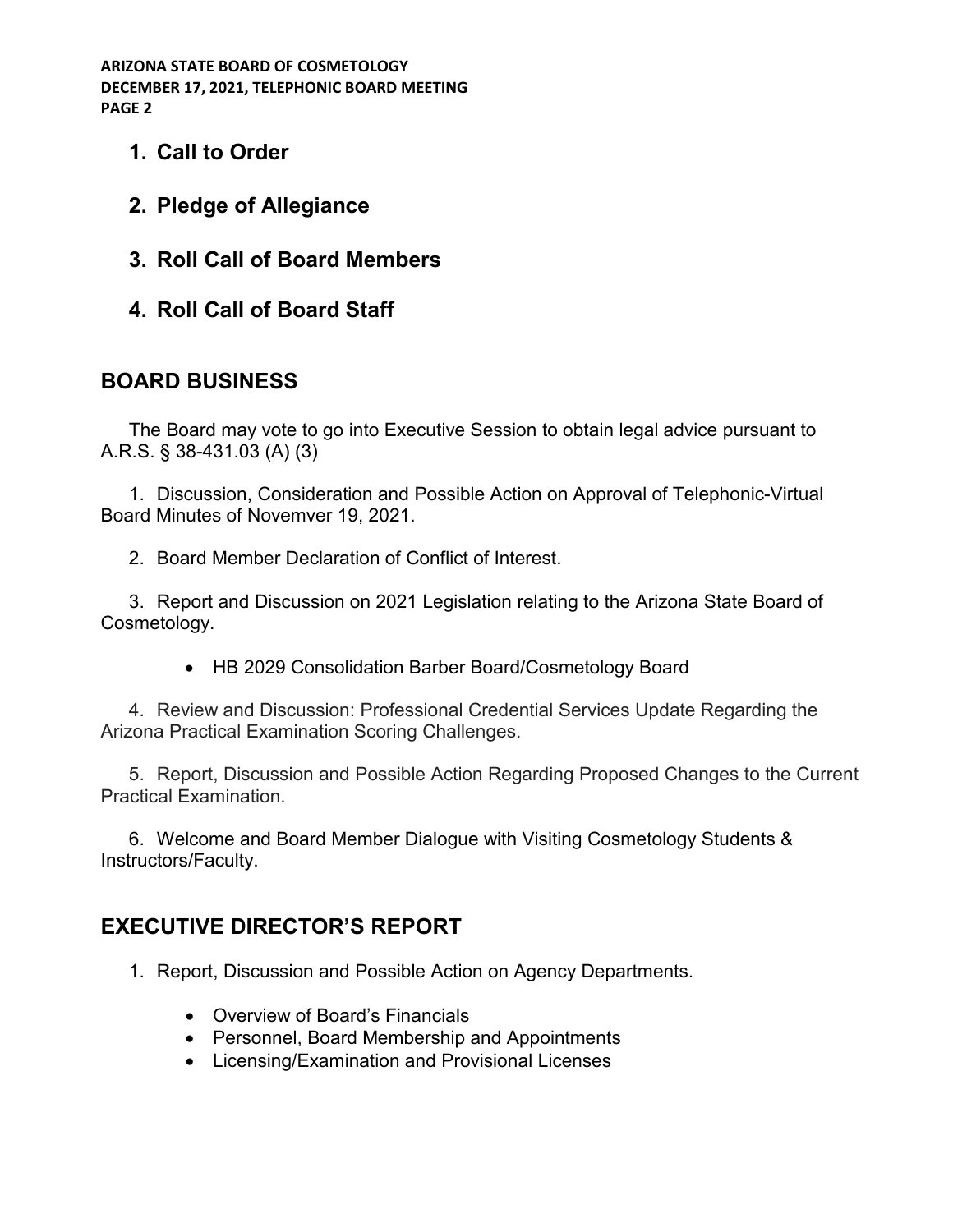1. **Call to Order**

2. **Pledge of Allegiance**

3. **Roll Call of Board Members**

4. **Roll Call of Board Staff**

## BOARD BUSINESS

The Board may vote to go into Executive Session to obtain legal advice pursuant to A.R.S. § 38-431.03 (A) (3)

1. Discussion, Consideration and Possible Action on Approval of Telephonic-Virtual Board Minutes of Novemver 19, 2021.

2. Board Member Declaration of Conflict of Interest.

3. Report and Discussion on 2021 Legislation relating to the Arizona State Board of Cosmetology.

   - HB 2029 Consolidation Barber Board/Cosmetology Board

4. Review and Discussion: Professional Credential Services Update Regarding the Arizona Practical Examination Scoring Challenges.

5. Report, Discussion and Possible Action Regarding Proposed Changes to the Current Practical Examination.

6. Welcome and Board Member Dialogue with Visiting Cosmetology Students & Instructors/Faculty.

## EXECUTIVE DIRECTOR'S REPORT

1. Report, Discussion and Possible Action on Agency Departments.

   - Overview of Board's Financials
   - Personnel, Board Membership and Appointments
   - Licensing/Examination and Provisional Licenses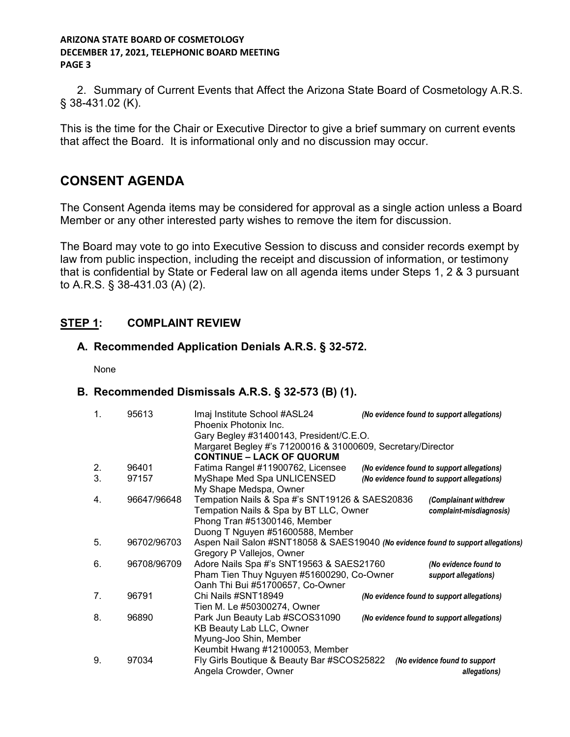2. Summary of Current Events that Affect the Arizona State Board of Cosmetology A.R.S. § 38-431.02 (K).

This is the time for the Chair or Executive Director to give a brief summary on current events that affect the Board. It is informational only and no discussion may occur.

## CONSENT AGENDA

The Consent Agenda items may be considered for approval as a single action unless a Board Member or any other interested party wishes to remove the item for discussion.

The Board may vote to go into Executive Session to discuss and consider records exempt by law from public inspection, including the receipt and discussion of information, or testimony that is confidential by State or Federal law on all agenda items under Steps 1, 2 & 3 pursuant to A.R.S. § 38-431.03 (A) (2).

### STEP 1: COMPLAINT REVIEW

#### A. Recommended Application Denials A.R.S. § 32-572.

None

#### B. Recommended Dismissals A.R.S. § 32-573 (B) (1).

| | | | |
|---|---|---|---|
| 1. | 95613 | Imaj Institute School #ASL24<br>Phoenix Photonix Inc.<br>Gary Begley #31400143, President/C.E.O.<br>Margaret Begley #'s 71200016 & 31000609, Secretary/Director<br>**CONTINUE – LACK OF QUORUM** | *(No evidence found to support allegations)* |
| 2. | 96401 | Fatima Rangel #11900762, Licensee | *(No evidence found to support allegations)* |
| 3. | 97157 | MyShape Med Spa UNLICENSED<br>My Shape Medspa, Owner | *(No evidence found to support allegations)* |
| 4. | 96647/96648 | Tempation Nails & Spa #'s SNT19126 & SAES20836<br>Tempation Nails & Spa by BT LLC, Owner<br>Phong Tran #51300146, Member<br>Duong T Nguyen #51600588, Member | *(Complainant withdrew complaint-misdiagnosis)* |
| 5. | 96702/96703 | Aspen Nail Salon #SNT18058 & SAES19040<br>Gregory P Vallejos, Owner | *(No evidence found to support allegations)* |
| 6. | 96708/96709 | Adore Nails Spa #'s SNT19563 & SAES21760<br>Pham Tien Thuy Nguyen #51600290, Co-Owner<br>Oanh Thi Bui #51700657, Co-Owner | *(No evidence found to support allegations)* |
| 7. | 96791 | Chi Nails #SNT18949<br>Tien M. Le #50300274, Owner | *(No evidence found to support allegations)* |
| 8. | 96890 | Park Jun Beauty Lab #SCOS31090<br>KB Beauty Lab LLC, Owner<br>Myung-Joo Shin, Member<br>Keumbit Hwang #12100053, Member | *(No evidence found to support allegations)* |
| 9. | 97034 | Fly Girls Boutique & Beauty Bar #SCOS25822<br>Angela Crowder, Owner | *(No evidence found to support allegations)* |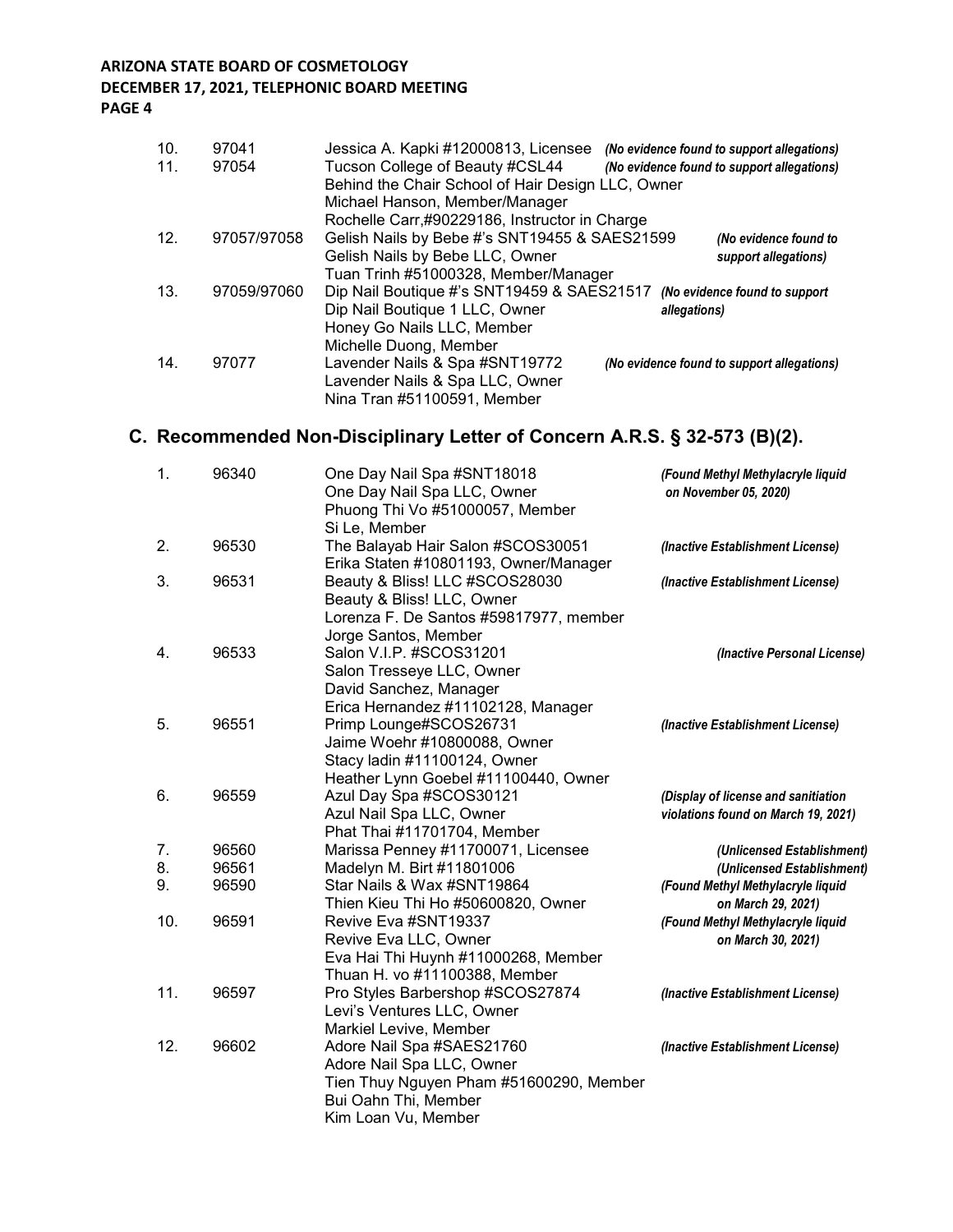| | | | |
|---|---|---|---|
| 10. | 97041 | Jessica A. Kapki #12000813, Licensee | *(No evidence found to support allegations)* |
| 11. | 97054 | Tucson College of Beauty #CSL44<br>Behind the Chair School of Hair Design LLC, Owner<br>Michael Hanson, Member/Manager<br>Rochelle Carr,#90229186, Instructor in Charge | *(No evidence found to support allegations)* |
| 12. | 97057/97058 | Gelish Nails by Bebe #'s SNT19455 & SAES21599<br>Gelish Nails by Bebe LLC, Owner<br>Tuan Trinh #51000328, Member/Manager | *(No evidence found to support allegations)* |
| 13. | 97059/97060 | Dip Nail Boutique #'s SNT19459 & SAES21517<br>Dip Nail Boutique 1 LLC, Owner<br>Honey Go Nails LLC, Member<br>Michelle Duong, Member | *(No evidence found to support allegations)* |
| 14. | 97077 | Lavender Nails & Spa #SNT19772<br>Lavender Nails & Spa LLC, Owner<br>Nina Tran #51100591, Member | *(No evidence found to support allegations)* |

## C. Recommended Non-Disciplinary Letter of Concern A.R.S. § 32-573 (B)(2).

| | | | |
|---|---|---|---|
| 1. | 96340 | One Day Nail Spa #SNT18018<br>One Day Nail Spa LLC, Owner<br>Phuong Thi Vo #51000057, Member<br>Si Le, Member | *(Found Methyl Methylacryle liquid on November 05, 2020)* |
| 2. | 96530 | The Balayab Hair Salon #SCOS30051<br>Erika Staten #10801193, Owner/Manager | *(Inactive Establishment License)* |
| 3. | 96531 | Beauty & Bliss! LLC #SCOS28030<br>Beauty & Bliss! LLC, Owner<br>Lorenza F. De Santos #59817977, member<br>Jorge Santos, Member | *(Inactive Establishment License)* |
| 4. | 96533 | Salon V.I.P. #SCOS31201<br>Salon Tresseye LLC, Owner<br>David Sanchez, Manager<br>Erica Hernandez #11102128, Manager | *(Inactive Personal License)* |
| 5. | 96551 | Primp Lounge#SCOS26731<br>Jaime Woehr #10800088, Owner<br>Stacy ladin #11100124, Owner<br>Heather Lynn Goebel #11100440, Owner | *(Inactive Establishment License)* |
| 6. | 96559 | Azul Day Spa #SCOS30121<br>Azul Nail Spa LLC, Owner<br>Phat Thai #11701704, Member | *(Display of license and sanitiation violations found on March 19, 2021)* |
| 7. | 96560 | Marissa Penney #11700071, Licensee | *(Unlicensed Establishment)* |
| 8. | 96561 | Madelyn M. Birt #11801006 | *(Unlicensed Establishment)* |
| 9. | 96590 | Star Nails & Wax #SNT19864<br>Thien Kieu Thi Ho #50600820, Owner | *(Found Methyl Methylacryle liquid on March 29, 2021)* |
| 10. | 96591 | Revive Eva #SNT19337<br>Revive Eva LLC, Owner<br>Eva Hai Thi Huynh #11000268, Member<br>Thuan H. vo #11100388, Member | *(Found Methyl Methylacryle liquid on March 30, 2021)* |
| 11. | 96597 | Pro Styles Barbershop #SCOS27874<br>Levi's Ventures LLC, Owner<br>Markiel Levive, Member | *(Inactive Establishment License)* |
| 12. | 96602 | Adore Nail Spa #SAES21760<br>Adore Nail Spa LLC, Owner<br>Tien Thuy Nguyen Pham #51600290, Member<br>Bui Oahn Thi, Member<br>Kim Loan Vu, Member | *(Inactive Establishment License)* |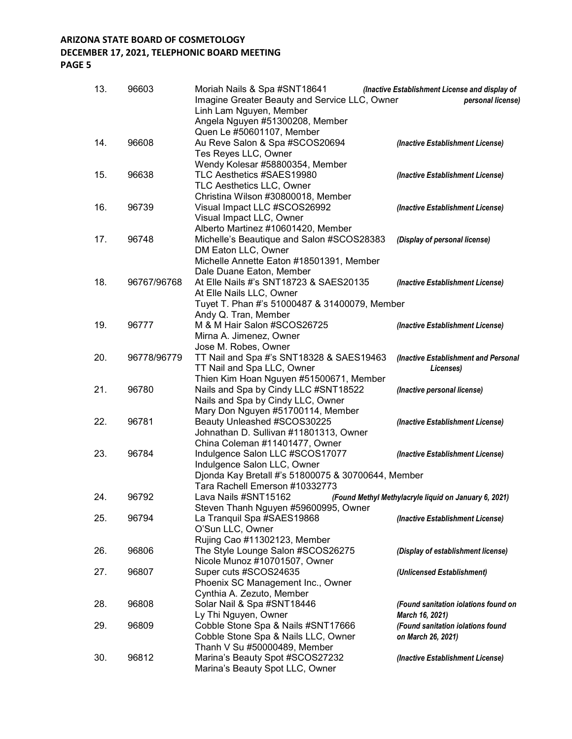| No. | Case No. | Establishment / Respondents | Violation |
|---|---|---|---|
| 13. | 96603 | Moriah Nails & Spa #SNT18641<br>Imagine Greater Beauty and Service LLC, Owner<br>Linh Lam Nguyen, Member<br>Angela Nguyen #51300208, Member<br>Quen Le #50601107, Member | *(Inactive Establishment License and display of personal license)* |
| 14. | 96608 | Au Reve Salon & Spa #SCOS20694<br>Tes Reyes LLC, Owner<br>Wendy Kolesar #58800354, Member | *(Inactive Establishment License)* |
| 15. | 96638 | TLC Aesthetics #SAES19980<br>TLC Aesthetics LLC, Owner<br>Christina Wilson #30800018, Member | *(Inactive Establishment License)* |
| 16. | 96739 | Visual Impact LLC #SCOS26992<br>Visual Impact LLC, Owner<br>Alberto Martinez #10601420, Member | *(Inactive Establishment License)* |
| 17. | 96748 | Michelle's Beautique and Salon #SCOS28383<br>DM Eaton LLC, Owner<br>Michelle Annette Eaton #18501391, Member<br>Dale Duane Eaton, Member | *(Display of personal license)* |
| 18. | 96767/96768 | At Elle Nails #'s SNT18723 & SAES20135<br>At Elle Nails LLC, Owner<br>Tuyet T. Phan #'s 51000487 & 31400079, Member<br>Andy Q. Tran, Member | *(Inactive Establishment License)* |
| 19. | 96777 | M & M Hair Salon #SCOS26725<br>Mirna A. Jimenez, Owner<br>Jose M. Robes, Owner | *(Inactive Establishment License)* |
| 20. | 96778/96779 | TT Nail and Spa #'s SNT18328 & SAES19463<br>TT Nail and Spa LLC, Owner<br>Thien Kim Hoan Nguyen #51500671, Member | *(Inactive Establishment and Personal Licenses)* |
| 21. | 96780 | Nails and Spa by Cindy LLC #SNT18522<br>Nails and Spa by Cindy LLC, Owner<br>Mary Don Nguyen #51700114, Member | *(Inactive personal license)* |
| 22. | 96781 | Beauty Unleashed #SCOS30225<br>Johnathan D. Sullivan #11801313, Owner<br>China Coleman #11401477, Owner | *(Inactive Establishment License)* |
| 23. | 96784 | Indulgence Salon LLC #SCOS17077<br>Indulgence Salon LLC, Owner<br>Djonda Kay Bretall #'s 51800075 & 30700644, Member<br>Tara Rachell Emerson #10332773 | *(Inactive Establishment License)* |
| 24. | 96792 | Lava Nails #SNT15162<br>Steven Thanh Nguyen #59600995, Owner | *(Found Methyl Methylacryle liquid on January 6, 2021)* |
| 25. | 96794 | La Tranquil Spa #SAES19868<br>O'Sun LLC, Owner<br>Rujing Cao #11302123, Member | *(Inactive Establishment License)* |
| 26. | 96806 | The Style Lounge Salon #SCOS26275<br>Nicole Munoz #10701507, Owner | *(Display of establishment license)* |
| 27. | 96807 | Super cuts #SCOS24635<br>Phoenix SC Management Inc., Owner<br>Cynthia A. Zezuto, Member | *(Unlicensed Establishment)* |
| 28. | 96808 | Solar Nail & Spa #SNT18446<br>Ly Thi Nguyen, Owner | *(Found sanitation iolations found on March 16, 2021)* |
| 29. | 96809 | Cobble Stone Spa & Nails #SNT17666<br>Cobble Stone Spa & Nails LLC, Owner<br>Thanh V Su #50000489, Member | *(Found sanitation iolations found on March 26, 2021)* |
| 30. | 96812 | Marina's Beauty Spot #SCOS27232<br>Marina's Beauty Spot LLC, Owner | *(Inactive Establishment License)* |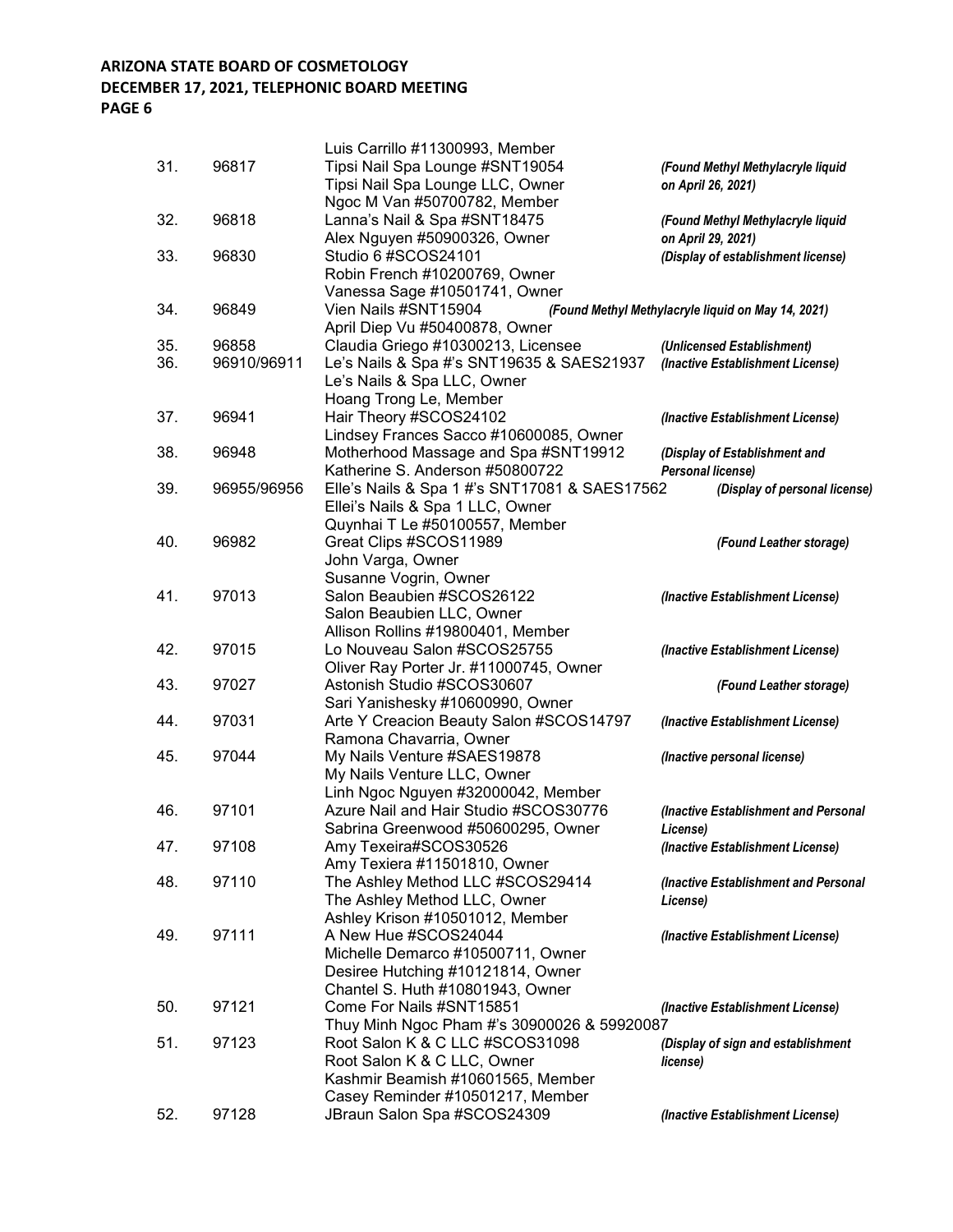| | | | |
|---|---|---|---|
| | | Luis Carrillo #11300993, Member | |
| 31. | 96817 | Tipsi Nail Spa Lounge #SNT19054<br>Tipsi Nail Spa Lounge LLC, Owner<br>Ngoc M Van #50700782, Member | *(Found Methyl Methylacryle liquid on April 26, 2021)* |
| 32. | 96818 | Lanna's Nail & Spa #SNT18475<br>Alex Nguyen #50900326, Owner | *(Found Methyl Methylacryle liquid on April 29, 2021)* |
| 33. | 96830 | Studio 6 #SCOS24101<br>Robin French #10200769, Owner<br>Vanessa Sage #10501741, Owner | *(Display of establishment license)* |
| 34. | 96849 | Vien Nails #SNT15904<br>April Diep Vu #50400878, Owner | *(Found Methyl Methylacryle liquid on May 14, 2021)* |
| 35. | 96858 | Claudia Griego #10300213, Licensee | *(Unlicensed Establishment)* |
| 36. | 96910/96911 | Le's Nails & Spa #'s SNT19635 & SAES21937<br>Le's Nails & Spa LLC, Owner<br>Hoang Trong Le, Member | *(Inactive Establishment License)* |
| 37. | 96941 | Hair Theory #SCOS24102<br>Lindsey Frances Sacco #10600085, Owner | *(Inactive Establishment License)* |
| 38. | 96948 | Motherhood Massage and Spa #SNT19912<br>Katherine S. Anderson #50800722 | *(Display of Establishment and Personal license)* |
| 39. | 96955/96956 | Elle's Nails & Spa 1 #'s SNT17081 & SAES17562<br>Ellei's Nails & Spa 1 LLC, Owner<br>Quynhai T Le #50100557, Member | *(Display of personal license)* |
| 40. | 96982 | Great Clips #SCOS11989<br>John Varga, Owner<br>Susanne Vogrin, Owner | *(Found Leather storage)* |
| 41. | 97013 | Salon Beaubien #SCOS26122<br>Salon Beaubien LLC, Owner<br>Allison Rollins #19800401, Member | *(Inactive Establishment License)* |
| 42. | 97015 | Lo Nouveau Salon #SCOS25755<br>Oliver Ray Porter Jr. #11000745, Owner | *(Inactive Establishment License)* |
| 43. | 97027 | Astonish Studio #SCOS30607<br>Sari Yanishesky #10600990, Owner | *(Found Leather storage)* |
| 44. | 97031 | Arte Y Creacion Beauty Salon #SCOS14797<br>Ramona Chavarria, Owner | *(Inactive Establishment License)* |
| 45. | 97044 | My Nails Venture #SAES19878<br>My Nails Venture LLC, Owner<br>Linh Ngoc Nguyen #32000042, Member | *(Inactive personal license)* |
| 46. | 97101 | Azure Nail and Hair Studio #SCOS30776<br>Sabrina Greenwood #50600295, Owner | *(Inactive Establishment and Personal License)* |
| 47. | 97108 | Amy Texeira#SCOS30526<br>Amy Texiera #11501810, Owner | *(Inactive Establishment License)* |
| 48. | 97110 | The Ashley Method LLC #SCOS29414<br>The Ashley Method LLC, Owner<br>Ashley Krison #10501012, Member | *(Inactive Establishment and Personal License)* |
| 49. | 97111 | A New Hue #SCOS24044<br>Michelle Demarco #10500711, Owner<br>Desiree Hutching #10121814, Owner<br>Chantel S. Huth #10801943, Owner | *(Inactive Establishment License)* |
| 50. | 97121 | Come For Nails #SNT15851<br>Thuy Minh Ngoc Pham #'s 30900026 & 59920087 | *(Inactive Establishment License)* |
| 51. | 97123 | Root Salon K & C LLC #SCOS31098<br>Root Salon K & C LLC, Owner<br>Kashmir Beamish #10601565, Member<br>Casey Reminder #10501217, Member | *(Display of sign and establishment license)* |
| 52. | 97128 | JBraun Salon Spa #SCOS24309 | *(Inactive Establishment License)* |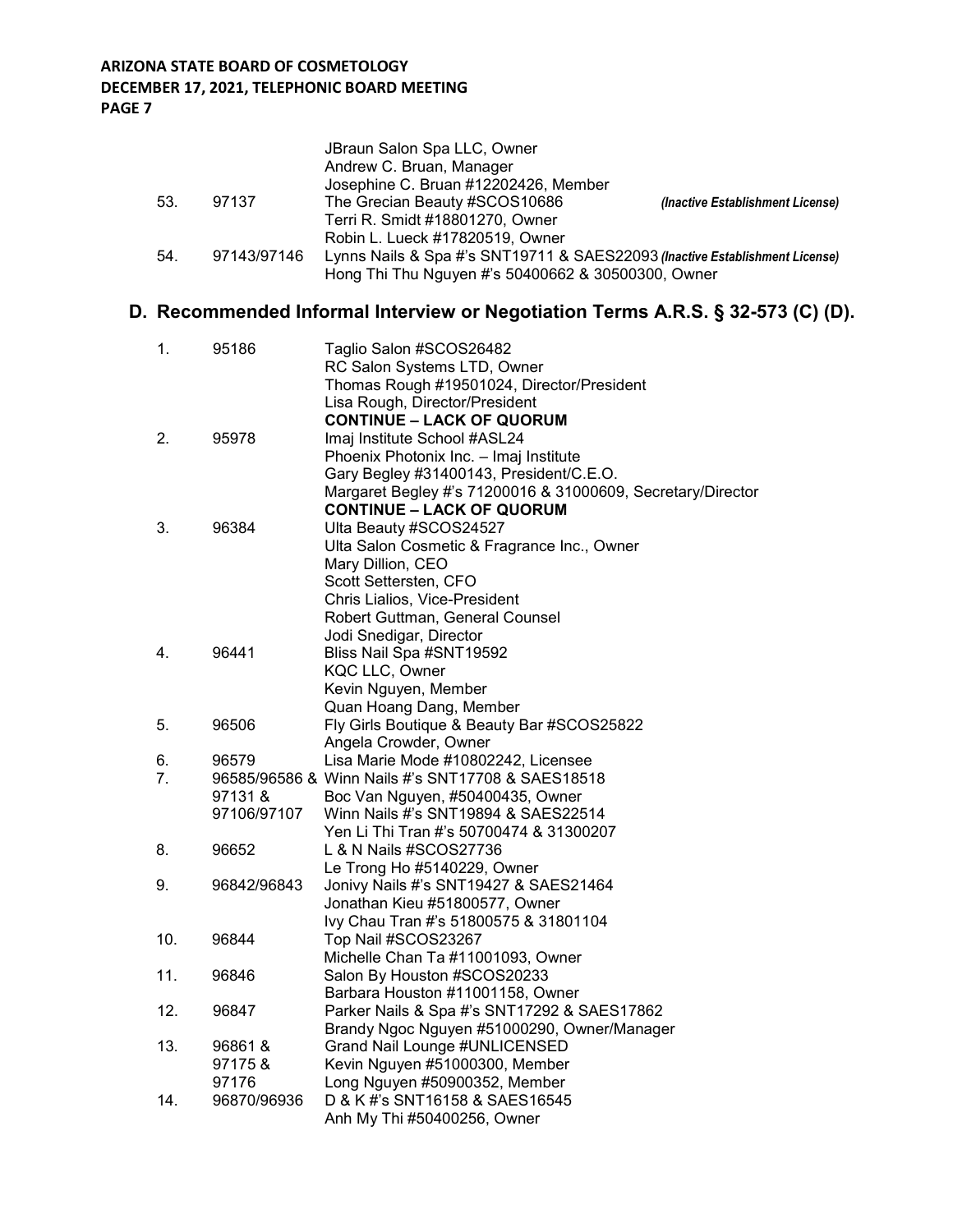| | | | |
|---|---|---|---|
| | | JBraun Salon Spa LLC, Owner<br>Andrew C. Bruan, Manager<br>Josephine C. Bruan #12202426, Member | |
| 53. | 97137 | The Grecian Beauty #SCOS10686<br>Terri R. Smidt #18801270, Owner<br>Robin L. Lueck #17820519, Owner | ***(Inactive Establishment License)*** |
| 54. | 97143/97146 | Lynns Nails & Spa #'s SNT19711 & SAES22093<br>Hong Thi Thu Nguyen #'s 50400662 & 30500300, Owner | ***(Inactive Establishment License)*** |

## D. Recommended Informal Interview or Negotiation Terms A.R.S. § 32-573 (C) (D).

| | | |
|---|---|---|
| 1. | 95186 | Taglio Salon #SCOS26482<br>RC Salon Systems LTD, Owner<br>Thomas Rough #19501024, Director/President<br>Lisa Rough, Director/President<br>**CONTINUE – LACK OF QUORUM** |
| 2. | 95978 | Imaj Institute School #ASL24<br>Phoenix Photonix Inc. – Imaj Institute<br>Gary Begley #31400143, President/C.E.O.<br>Margaret Begley #'s 71200016 & 31000609, Secretary/Director<br>**CONTINUE – LACK OF QUORUM** |
| 3. | 96384 | Ulta Beauty #SCOS24527<br>Ulta Salon Cosmetic & Fragrance Inc., Owner<br>Mary Dillion, CEO<br>Scott Settersten, CFO<br>Chris Lialios, Vice-President<br>Robert Guttman, General Counsel<br>Jodi Snedigar, Director |
| 4. | 96441 | Bliss Nail Spa #SNT19592<br>KQC LLC, Owner<br>Kevin Nguyen, Member<br>Quan Hoang Dang, Member |
| 5. | 96506 | Fly Girls Boutique & Beauty Bar #SCOS25822<br>Angela Crowder, Owner |
| 6. | 96579 | Lisa Marie Mode #10802242, Licensee |
| 7. | 96585/96586 &<br>97131 &<br>97106/97107 | Winn Nails #'s SNT17708 & SAES18518<br>Boc Van Nguyen, #50400435, Owner<br>Winn Nails #'s SNT19894 & SAES22514<br>Yen Li Thi Tran #'s 50700474 & 31300207 |
| 8. | 96652 | L & N Nails #SCOS27736<br>Le Trong Ho #5140229, Owner |
| 9. | 96842/96843 | Jonivy Nails #'s SNT19427 & SAES21464<br>Jonathan Kieu #51800577, Owner<br>Ivy Chau Tran #'s 51800575 & 31801104 |
| 10. | 96844 | Top Nail #SCOS23267<br>Michelle Chan Ta #11001093, Owner |
| 11. | 96846 | Salon By Houston #SCOS20233<br>Barbara Houston #11001158, Owner |
| 12. | 96847 | Parker Nails & Spa #'s SNT17292 & SAES17862<br>Brandy Ngoc Nguyen #51000290, Owner/Manager |
| 13. | 96861 &<br>97175 &<br>97176 | Grand Nail Lounge #UNLICENSED<br>Kevin Nguyen #51000300, Member<br>Long Nguyen #50900352, Member |
| 14. | 96870/96936 | D & K #'s SNT16158 & SAES16545<br>Anh My Thi #50400256, Owner |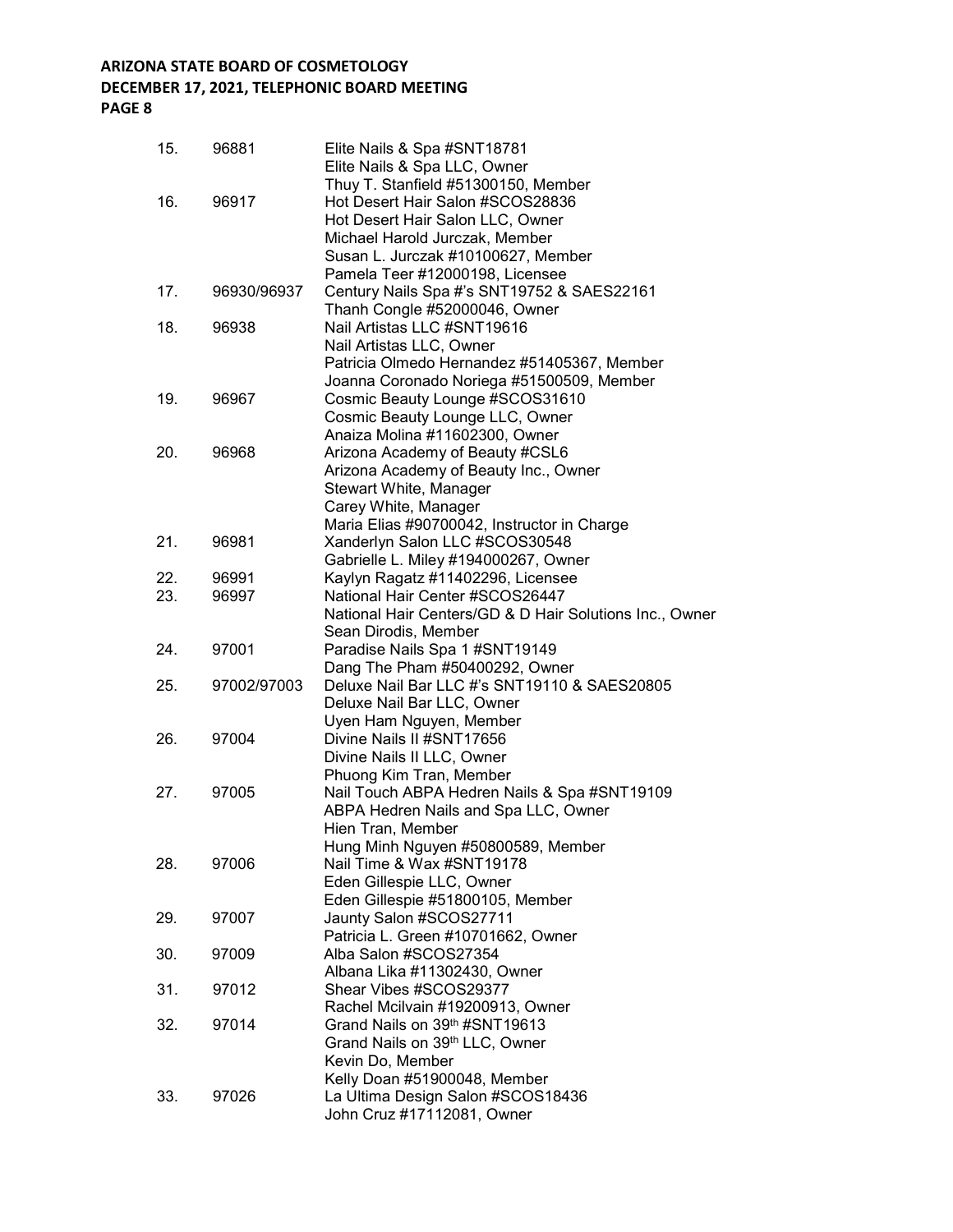| | | |
|---|---|---|
| 15. | 96881 | Elite Nails & Spa #SNT18781<br>Elite Nails & Spa LLC, Owner<br>Thuy T. Stanfield #51300150, Member |
| 16. | 96917 | Hot Desert Hair Salon #SCOS28836<br>Hot Desert Hair Salon LLC, Owner<br>Michael Harold Jurczak, Member<br>Susan L. Jurczak #10100627, Member<br>Pamela Teer #12000198, Licensee |
| 17. | 96930/96937 | Century Nails Spa #'s SNT19752 & SAES22161<br>Thanh Congle #52000046, Owner |
| 18. | 96938 | Nail Artistas LLC #SNT19616<br>Nail Artistas LLC, Owner<br>Patricia Olmedo Hernandez #51405367, Member<br>Joanna Coronado Noriega #51500509, Member |
| 19. | 96967 | Cosmic Beauty Lounge #SCOS31610<br>Cosmic Beauty Lounge LLC, Owner<br>Anaiza Molina #11602300, Owner |
| 20. | 96968 | Arizona Academy of Beauty #CSL6<br>Arizona Academy of Beauty Inc., Owner<br>Stewart White, Manager<br>Carey White, Manager<br>Maria Elias #90700042, Instructor in Charge |
| 21. | 96981 | Xanderlyn Salon LLC #SCOS30548<br>Gabrielle L. Miley #194000267, Owner |
| 22. | 96991 | Kaylyn Ragatz #11402296, Licensee |
| 23. | 96997 | National Hair Center #SCOS26447<br>National Hair Centers/GD & D Hair Solutions Inc., Owner<br>Sean Dirodis, Member |
| 24. | 97001 | Paradise Nails Spa 1 #SNT19149<br>Dang The Pham #50400292, Owner |
| 25. | 97002/97003 | Deluxe Nail Bar LLC #'s SNT19110 & SAES20805<br>Deluxe Nail Bar LLC, Owner<br>Uyen Ham Nguyen, Member |
| 26. | 97004 | Divine Nails II #SNT17656<br>Divine Nails II LLC, Owner<br>Phuong Kim Tran, Member |
| 27. | 97005 | Nail Touch ABPA Hedren Nails & Spa #SNT19109<br>ABPA Hedren Nails and Spa LLC, Owner<br>Hien Tran, Member<br>Hung Minh Nguyen #50800589, Member |
| 28. | 97006 | Nail Time & Wax #SNT19178<br>Eden Gillespie LLC, Owner<br>Eden Gillespie #51800105, Member |
| 29. | 97007 | Jaunty Salon #SCOS27711<br>Patricia L. Green #10701662, Owner |
| 30. | 97009 | Alba Salon #SCOS27354<br>Albana Lika #11302430, Owner |
| 31. | 97012 | Shear Vibes #SCOS29377<br>Rachel Mcilvain #19200913, Owner |
| 32. | 97014 | Grand Nails on 39th #SNT19613<br>Grand Nails on 39th LLC, Owner<br>Kevin Do, Member<br>Kelly Doan #51900048, Member |
| 33. | 97026 | La Ultima Design Salon #SCOS18436<br>John Cruz #17112081, Owner |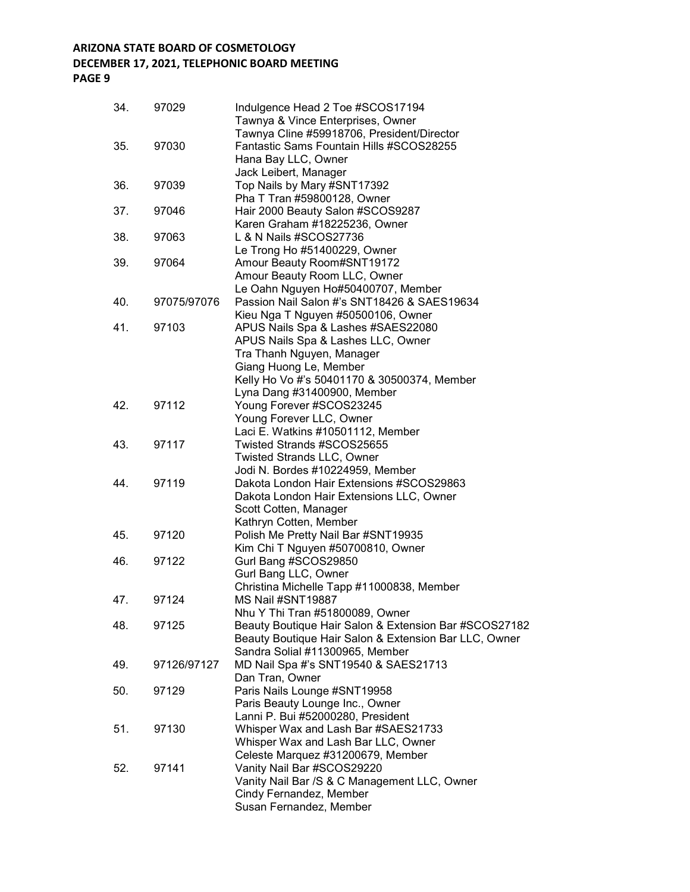| | | |
|---|---|---|
| 34. | 97029 | Indulgence Head 2 Toe #SCOS17194<br>Tawnya & Vince Enterprises, Owner<br>Tawnya Cline #59918706, President/Director |
| 35. | 97030 | Fantastic Sams Fountain Hills #SCOS28255<br>Hana Bay LLC, Owner<br>Jack Leibert, Manager |
| 36. | 97039 | Top Nails by Mary #SNT17392<br>Pha T Tran #59800128, Owner |
| 37. | 97046 | Hair 2000 Beauty Salon #SCOS9287<br>Karen Graham #18225236, Owner |
| 38. | 97063 | L & N Nails #SCOS27736<br>Le Trong Ho #51400229, Owner |
| 39. | 97064 | Amour Beauty Room#SNT19172<br>Amour Beauty Room LLC, Owner<br>Le Oahn Nguyen Ho#50400707, Member |
| 40. | 97075/97076 | Passion Nail Salon #'s SNT18426 & SAES19634<br>Kieu Nga T Nguyen #50500106, Owner |
| 41. | 97103 | APUS Nails Spa & Lashes #SAES22080<br>APUS Nails Spa & Lashes LLC, Owner<br>Tra Thanh Nguyen, Manager<br>Giang Huong Le, Member<br>Kelly Ho Vo #'s 50401170 & 30500374, Member<br>Lyna Dang #31400900, Member |
| 42. | 97112 | Young Forever #SCOS23245<br>Young Forever LLC, Owner<br>Laci E. Watkins #10501112, Member |
| 43. | 97117 | Twisted Strands #SCOS25655<br>Twisted Strands LLC, Owner<br>Jodi N. Bordes #10224959, Member |
| 44. | 97119 | Dakota London Hair Extensions #SCOS29863<br>Dakota London Hair Extensions LLC, Owner<br>Scott Cotten, Manager<br>Kathryn Cotten, Member |
| 45. | 97120 | Polish Me Pretty Nail Bar #SNT19935<br>Kim Chi T Nguyen #50700810, Owner |
| 46. | 97122 | Gurl Bang #SCOS29850<br>Gurl Bang LLC, Owner<br>Christina Michelle Tapp #11000838, Member |
| 47. | 97124 | MS Nail #SNT19887<br>Nhu Y Thi Tran #51800089, Owner |
| 48. | 97125 | Beauty Boutique Hair Salon & Extension Bar #SCOS27182<br>Beauty Boutique Hair Salon & Extension Bar LLC, Owner<br>Sandra Solial #11300965, Member |
| 49. | 97126/97127 | MD Nail Spa #'s SNT19540 & SAES21713<br>Dan Tran, Owner |
| 50. | 97129 | Paris Nails Lounge #SNT19958<br>Paris Beauty Lounge Inc., Owner<br>Lanni P. Bui #52000280, President |
| 51. | 97130 | Whisper Wax and Lash Bar #SAES21733<br>Whisper Wax and Lash Bar LLC, Owner<br>Celeste Marquez #31200679, Member |
| 52. | 97141 | Vanity Nail Bar #SCOS29220<br>Vanity Nail Bar /S & C Management LLC, Owner<br>Cindy Fernandez, Member<br>Susan Fernandez, Member |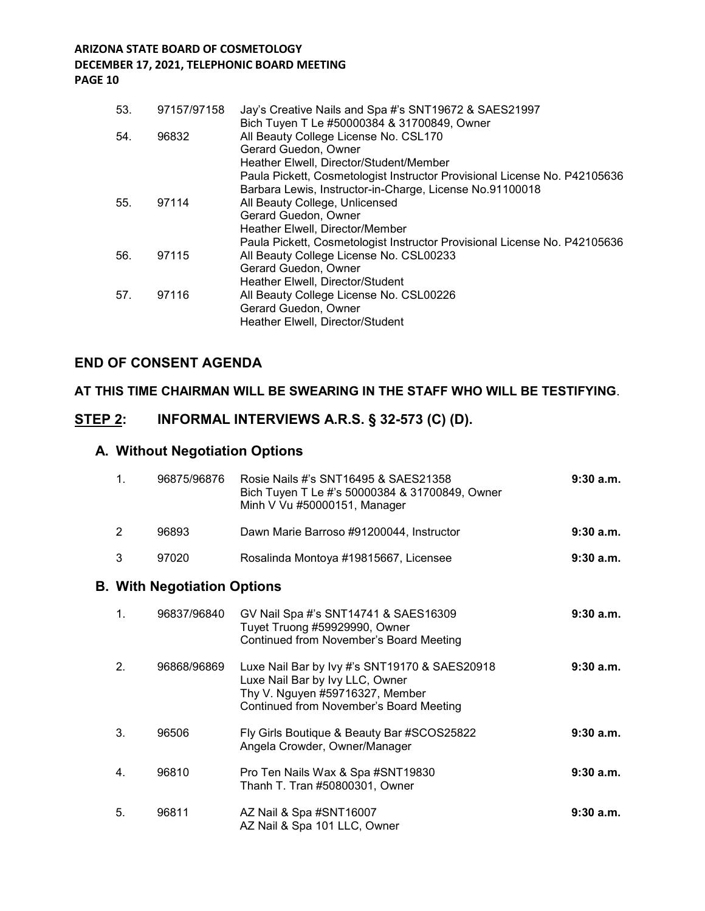| | | |
|---|---|---|
| 53. | 97157/97158 | Jay's Creative Nails and Spa #'s SNT19672 & SAES21997<br>Bich Tuyen T Le #50000384 & 31700849, Owner |
| 54. | 96832 | All Beauty College License No. CSL170<br>Gerard Guedon, Owner<br>Heather Elwell, Director/Student/Member<br>Paula Pickett, Cosmetologist Instructor Provisional License No. P42105636<br>Barbara Lewis, Instructor-in-Charge, License No.91100018 |
| 55. | 97114 | All Beauty College, Unlicensed<br>Gerard Guedon, Owner<br>Heather Elwell, Director/Member<br>Paula Pickett, Cosmetologist Instructor Provisional License No. P42105636 |
| 56. | 97115 | All Beauty College License No. CSL00233<br>Gerard Guedon, Owner<br>Heather Elwell, Director/Student |
| 57. | 97116 | All Beauty College License No. CSL00226<br>Gerard Guedon, Owner<br>Heather Elwell, Director/Student |

## END OF CONSENT AGENDA

**AT THIS TIME CHAIRMAN WILL BE SWEARING IN THE STAFF WHO WILL BE TESTIFYING**.

## <u>STEP 2</u>: INFORMAL INTERVIEWS A.R.S. § 32-573 (C) (D).

### A. Without Negotiation Options

| | | | |
|---|---|---|---|
| 1. | 96875/96876 | Rosie Nails #'s SNT16495 & SAES21358<br>Bich Tuyen T Le #'s 50000384 & 31700849, Owner<br>Minh V Vu #50000151, Manager | **9:30 a.m.** |
| 2 | 96893 | Dawn Marie Barroso #91200044, Instructor | **9:30 a.m.** |
| 3 | 97020 | Rosalinda Montoya #19815667, Licensee | **9:30 a.m.** |

### B. With Negotiation Options

| | | | |
|---|---|---|---|
| 1. | 96837/96840 | GV Nail Spa #'s SNT14741 & SAES16309<br>Tuyet Truong #59929990, Owner<br>Continued from November's Board Meeting | **9:30 a.m.** |
| 2. | 96868/96869 | Luxe Nail Bar by Ivy #'s SNT19170 & SAES20918<br>Luxe Nail Bar by Ivy LLC, Owner<br>Thy V. Nguyen #59716327, Member<br>Continued from November's Board Meeting | **9:30 a.m.** |
| 3. | 96506 | Fly Girls Boutique & Beauty Bar #SCOS25822<br>Angela Crowder, Owner/Manager | **9:30 a.m.** |
| 4. | 96810 | Pro Ten Nails Wax & Spa #SNT19830<br>Thanh T. Tran #50800301, Owner | **9:30 a.m.** |
| 5. | 96811 | AZ Nail & Spa #SNT16007<br>AZ Nail & Spa 101 LLC, Owner | **9:30 a.m.** |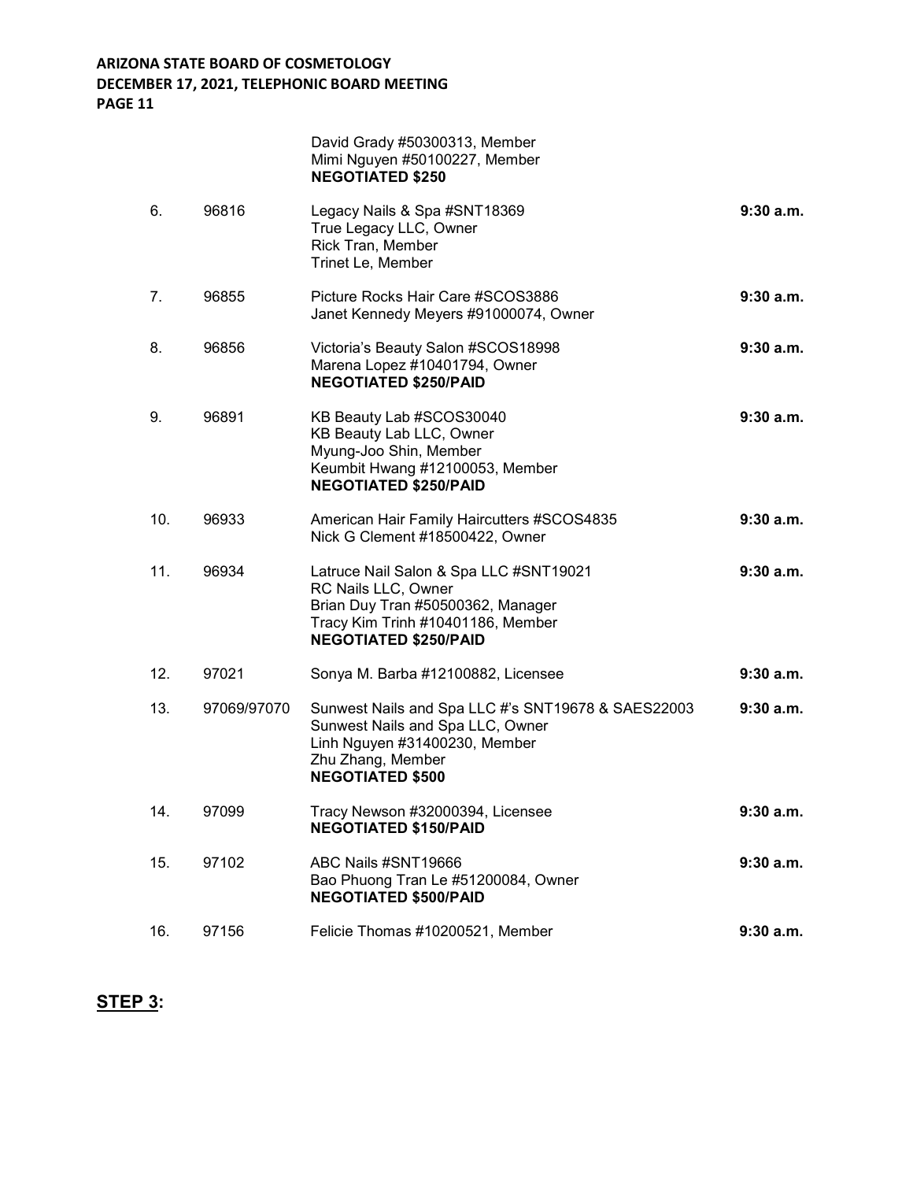| | | | |
|---|---|---|---|
| | | David Grady #50300313, Member<br>Mimi Nguyen #50100227, Member<br>**NEGOTIATED $250** | |
| 6. | 96816 | Legacy Nails & Spa #SNT18369<br>True Legacy LLC, Owner<br>Rick Tran, Member<br>Trinet Le, Member | **9:30 a.m.** |
| 7. | 96855 | Picture Rocks Hair Care #SCOS3886<br>Janet Kennedy Meyers #91000074, Owner | **9:30 a.m.** |
| 8. | 96856 | Victoria's Beauty Salon #SCOS18998<br>Marena Lopez #10401794, Owner<br>**NEGOTIATED $250/PAID** | **9:30 a.m.** |
| 9. | 96891 | KB Beauty Lab #SCOS30040<br>KB Beauty Lab LLC, Owner<br>Myung-Joo Shin, Member<br>Keumbit Hwang #12100053, Member<br>**NEGOTIATED $250/PAID** | **9:30 a.m.** |
| 10. | 96933 | American Hair Family Haircutters #SCOS4835<br>Nick G Clement #18500422, Owner | **9:30 a.m.** |
| 11. | 96934 | Latruce Nail Salon & Spa LLC #SNT19021<br>RC Nails LLC, Owner<br>Brian Duy Tran #50500362, Manager<br>Tracy Kim Trinh #10401186, Member<br>**NEGOTIATED $250/PAID** | **9:30 a.m.** |
| 12. | 97021 | Sonya M. Barba #12100882, Licensee | **9:30 a.m.** |
| 13. | 97069/97070 | Sunwest Nails and Spa LLC #'s SNT19678 & SAES22003<br>Sunwest Nails and Spa LLC, Owner<br>Linh Nguyen #31400230, Member<br>Zhu Zhang, Member<br>**NEGOTIATED $500** | **9:30 a.m.** |
| 14. | 97099 | Tracy Newson #32000394, Licensee<br>**NEGOTIATED $150/PAID** | **9:30 a.m.** |
| 15. | 97102 | ABC Nails #SNT19666<br>Bao Phuong Tran Le #51200084, Owner<br>**NEGOTIATED $500/PAID** | **9:30 a.m.** |
| 16. | 97156 | Felicie Thomas #10200521, Member | **9:30 a.m.** |

**STEP 3:**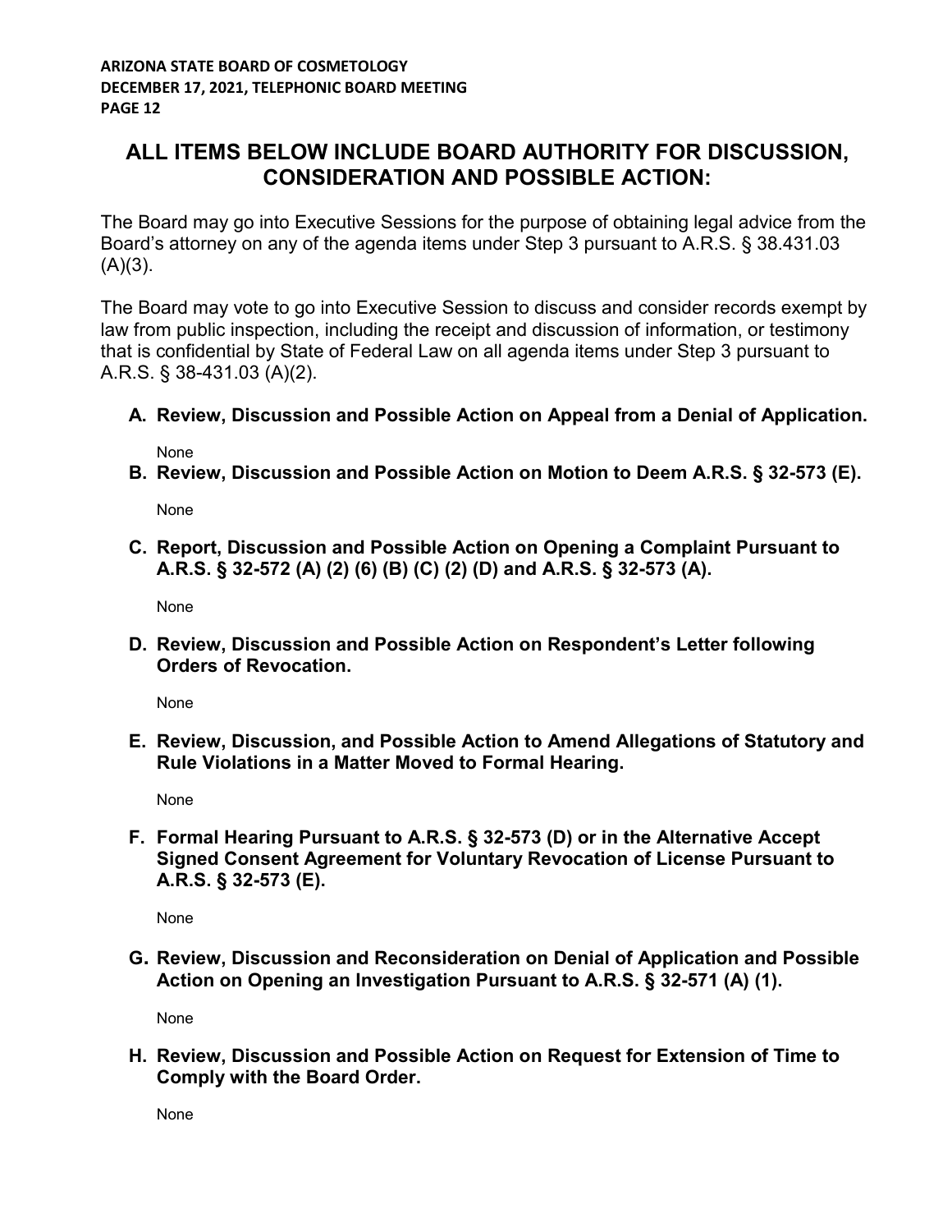## ALL ITEMS BELOW INCLUDE BOARD AUTHORITY FOR DISCUSSION, CONSIDERATION AND POSSIBLE ACTION:

The Board may go into Executive Sessions for the purpose of obtaining legal advice from the Board's attorney on any of the agenda items under Step 3 pursuant to A.R.S. § 38.431.03 (A)(3).

The Board may vote to go into Executive Session to discuss and consider records exempt by law from public inspection, including the receipt and discussion of information, or testimony that is confidential by State of Federal Law on all agenda items under Step 3 pursuant to A.R.S. § 38-431.03 (A)(2).

**A. Review, Discussion and Possible Action on Appeal from a Denial of Application.**

None

**B. Review, Discussion and Possible Action on Motion to Deem A.R.S. § 32-573 (E).**

None

**C. Report, Discussion and Possible Action on Opening a Complaint Pursuant to A.R.S. § 32-572 (A) (2) (6) (B) (C) (2) (D) and A.R.S. § 32-573 (A).**

None

**D. Review, Discussion and Possible Action on Respondent's Letter following Orders of Revocation.**

None

**E. Review, Discussion, and Possible Action to Amend Allegations of Statutory and Rule Violations in a Matter Moved to Formal Hearing.**

None

**F. Formal Hearing Pursuant to A.R.S. § 32-573 (D) or in the Alternative Accept Signed Consent Agreement for Voluntary Revocation of License Pursuant to A.R.S. § 32-573 (E).**

None

**G. Review, Discussion and Reconsideration on Denial of Application and Possible Action on Opening an Investigation Pursuant to A.R.S. § 32-571 (A) (1).**

None

**H. Review, Discussion and Possible Action on Request for Extension of Time to Comply with the Board Order.**

None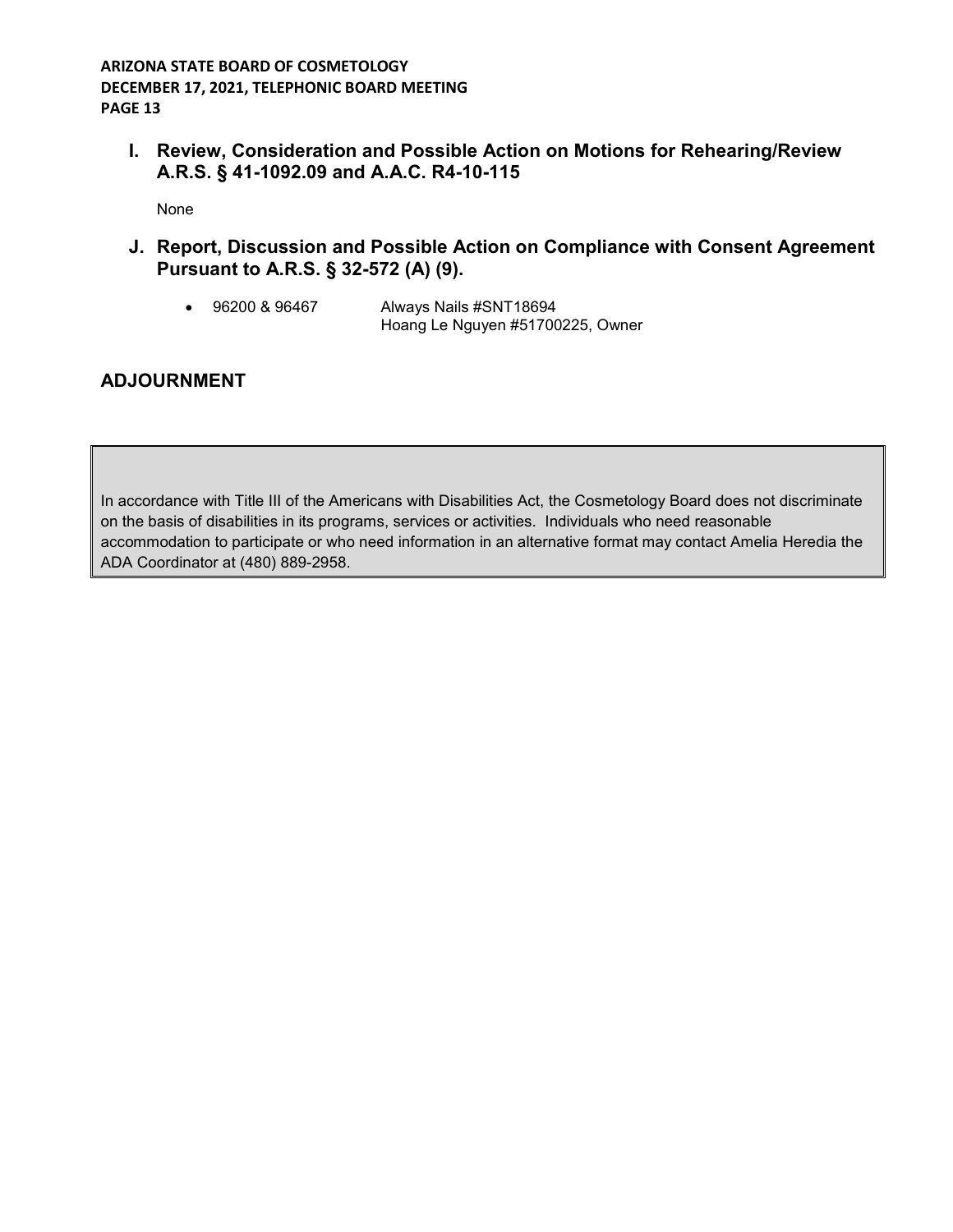## I. Review, Consideration and Possible Action on Motions for Rehearing/Review A.R.S. § 41-1092.09 and A.A.C. R4-10-115

None

## J. Report, Discussion and Possible Action on Compliance with Consent Agreement Pursuant to A.R.S. § 32-572 (A) (9).

- 96200 & 96467 Always Nails #SNT18694
  Hoang Le Nguyen #51700225, Owner

## ADJOURNMENT

In accordance with Title III of the Americans with Disabilities Act, the Cosmetology Board does not discriminate on the basis of disabilities in its programs, services or activities. Individuals who need reasonable accommodation to participate or who need information in an alternative format may contact Amelia Heredia the ADA Coordinator at (480) 889-2958.